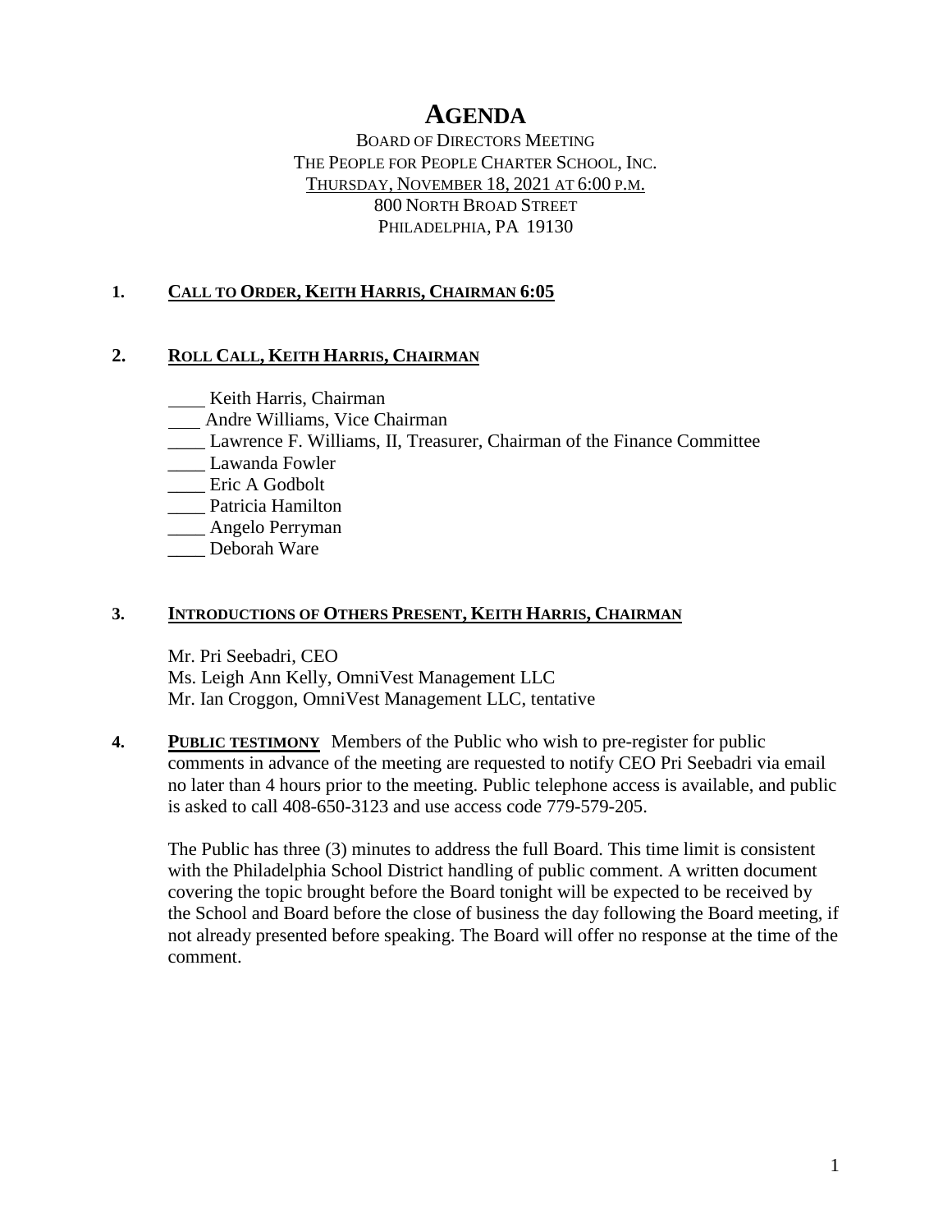# AGENDA

BOARD OF DIRECTORS MEETING
THE PEOPLE FOR PEOPLE CHARTER SCHOOL, INC.
THURSDAY, NOVEMBER 18, 2021 AT 6:00 P.M.
800 NORTH BROAD STREET
PHILADELPHIA, PA 19130

**1. CALL TO ORDER, KEITH HARRIS, CHAIRMAN 6:05**

**2. ROLL CALL, KEITH HARRIS, CHAIRMAN**

____ Keith Harris, Chairman
___ Andre Williams, Vice Chairman
____ Lawrence F. Williams, II, Treasurer, Chairman of the Finance Committee
____ Lawanda Fowler
____ Eric A Godbolt
____ Patricia Hamilton
____ Angelo Perryman
____ Deborah Ware

**3. INTRODUCTIONS OF OTHERS PRESENT, KEITH HARRIS, CHAIRMAN**

Mr. Pri Seebadri, CEO
Ms. Leigh Ann Kelly, OmniVest Management LLC
Mr. Ian Croggon, OmniVest Management LLC, tentative

**4. PUBLIC TESTIMONY** Members of the Public who wish to pre-register for public comments in advance of the meeting are requested to notify CEO Pri Seebadri via email no later than 4 hours prior to the meeting. Public telephone access is available, and public is asked to call 408-650-3123 and use access code 779-579-205.

The Public has three (3) minutes to address the full Board. This time limit is consistent with the Philadelphia School District handling of public comment. A written document covering the topic brought before the Board tonight will be expected to be received by the School and Board before the close of business the day following the Board meeting, if not already presented before speaking. The Board will offer no response at the time of the comment.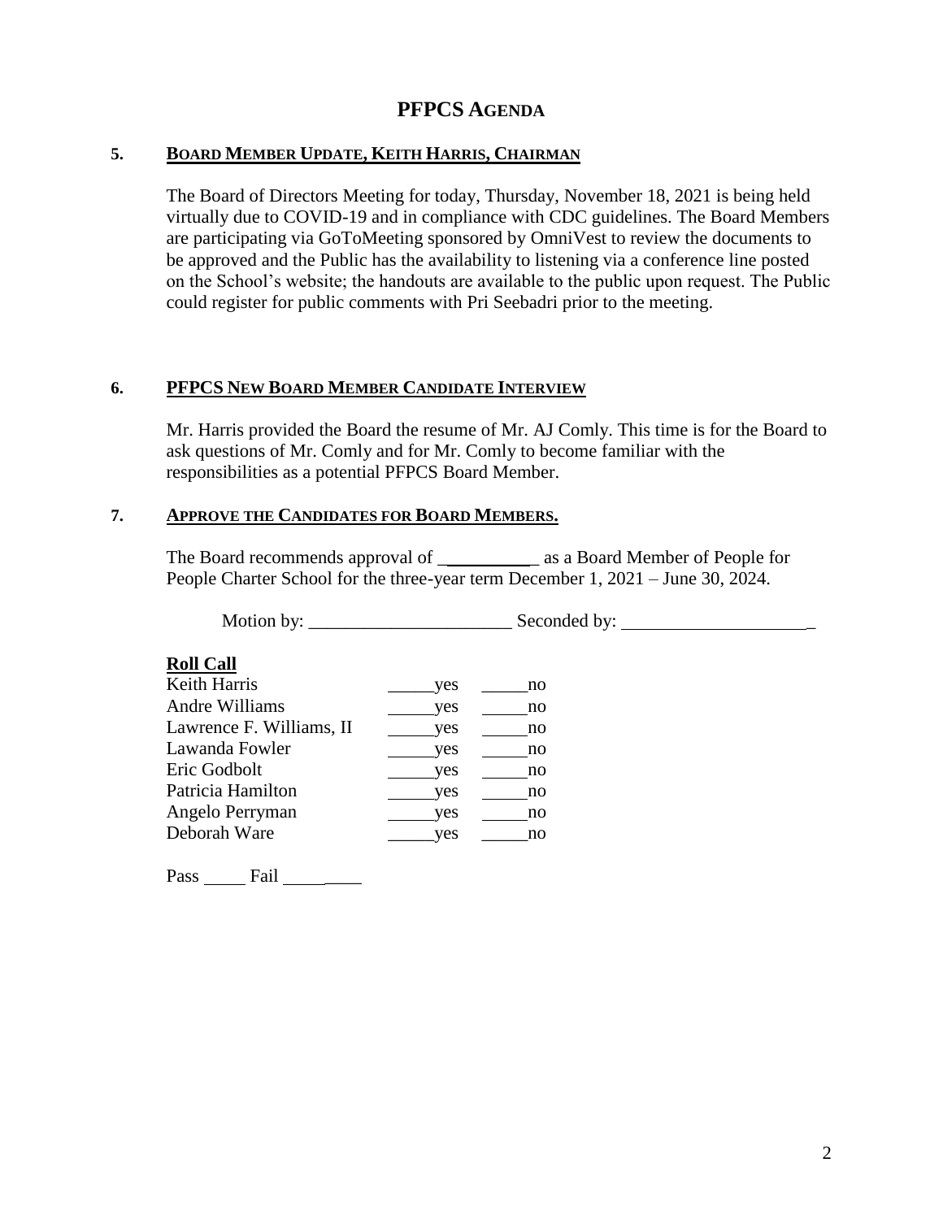# PFPCS AGENDA

## 5. BOARD MEMBER UPDATE, KEITH HARRIS, CHAIRMAN

The Board of Directors Meeting for today, Thursday, November 18, 2021 is being held virtually due to COVID-19 and in compliance with CDC guidelines. The Board Members are participating via GoToMeeting sponsored by OmniVest to review the documents to be approved and the Public has the availability to listening via a conference line posted on the School's website; the handouts are available to the public upon request. The Public could register for public comments with Pri Seebadri prior to the meeting.

## 6. PFPCS NEW BOARD MEMBER CANDIDATE INTERVIEW

Mr. Harris provided the Board the resume of Mr. AJ Comly. This time is for the Board to ask questions of Mr. Comly and for Mr. Comly to become familiar with the responsibilities as a potential PFPCS Board Member.

## 7. APPROVE THE CANDIDATES FOR BOARD MEMBERS.

The Board recommends approval of \_\_\_\_\_\_\_\_\_\_\_ as a Board Member of People for People Charter School for the three-year term December 1, 2021 – June 30, 2024.

Motion by: \_\_\_\_\_\_\_\_\_\_\_\_\_\_\_\_\_\_\_\_\_\_\_ Seconded by: \_\_\_\_\_\_\_\_\_\_\_\_\_\_\_\_\_\_\_\_\_

**Roll Call**

| | | |
|---|---|---|
| Keith Harris | \_\_\_\_\_yes | \_\_\_\_\_no |
| Andre Williams | \_\_\_\_\_yes | \_\_\_\_\_no |
| Lawrence F. Williams, II | \_\_\_\_\_yes | \_\_\_\_\_no |
| Lawanda Fowler | \_\_\_\_\_yes | \_\_\_\_\_no |
| Eric Godbolt | \_\_\_\_\_yes | \_\_\_\_\_no |
| Patricia Hamilton | \_\_\_\_\_yes | \_\_\_\_\_no |
| Angelo Perryman | \_\_\_\_\_yes | \_\_\_\_\_no |
| Deborah Ware | \_\_\_\_\_yes | \_\_\_\_\_no |

Pass \_\_\_\_\_ Fail \_\_\_\_\_\_\_\_\_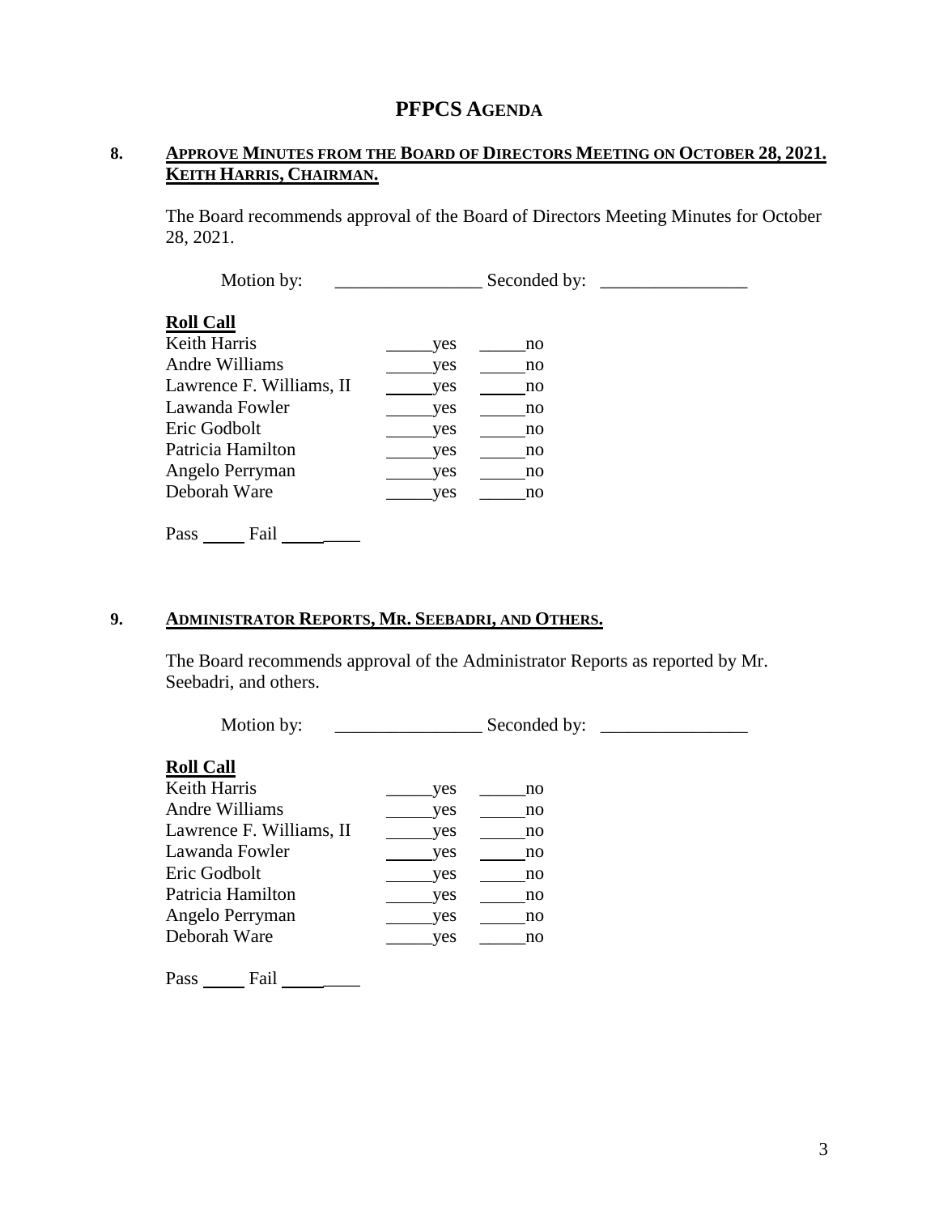# PFPCS AGENDA

## 8. APPROVE MINUTES FROM THE BOARD OF DIRECTORS MEETING ON OCTOBER 28, 2021. KEITH HARRIS, CHAIRMAN.

The Board recommends approval of the Board of Directors Meeting Minutes for October 28, 2021.

Motion by: ________________ Seconded by: ________________

**Roll Call**

| | | |
|---|---|---|
| Keith Harris | _____yes | _____no |
| Andre Williams | _____yes | _____no |
| Lawrence F. Williams, II | _____yes | _____no |
| Lawanda Fowler | _____yes | _____no |
| Eric Godbolt | _____yes | _____no |
| Patricia Hamilton | _____yes | _____no |
| Angelo Perryman | _____yes | _____no |
| Deborah Ware | _____yes | _____no |

Pass _____ Fail _________

## 9. ADMINISTRATOR REPORTS, MR. SEEBADRI, AND OTHERS.

The Board recommends approval of the Administrator Reports as reported by Mr. Seebadri, and others.

Motion by: ________________ Seconded by: ________________

**Roll Call**

| | | |
|---|---|---|
| Keith Harris | _____yes | _____no |
| Andre Williams | _____yes | _____no |
| Lawrence F. Williams, II | _____yes | _____no |
| Lawanda Fowler | _____yes | _____no |
| Eric Godbolt | _____yes | _____no |
| Patricia Hamilton | _____yes | _____no |
| Angelo Perryman | _____yes | _____no |
| Deborah Ware | _____yes | _____no |

Pass _____ Fail _________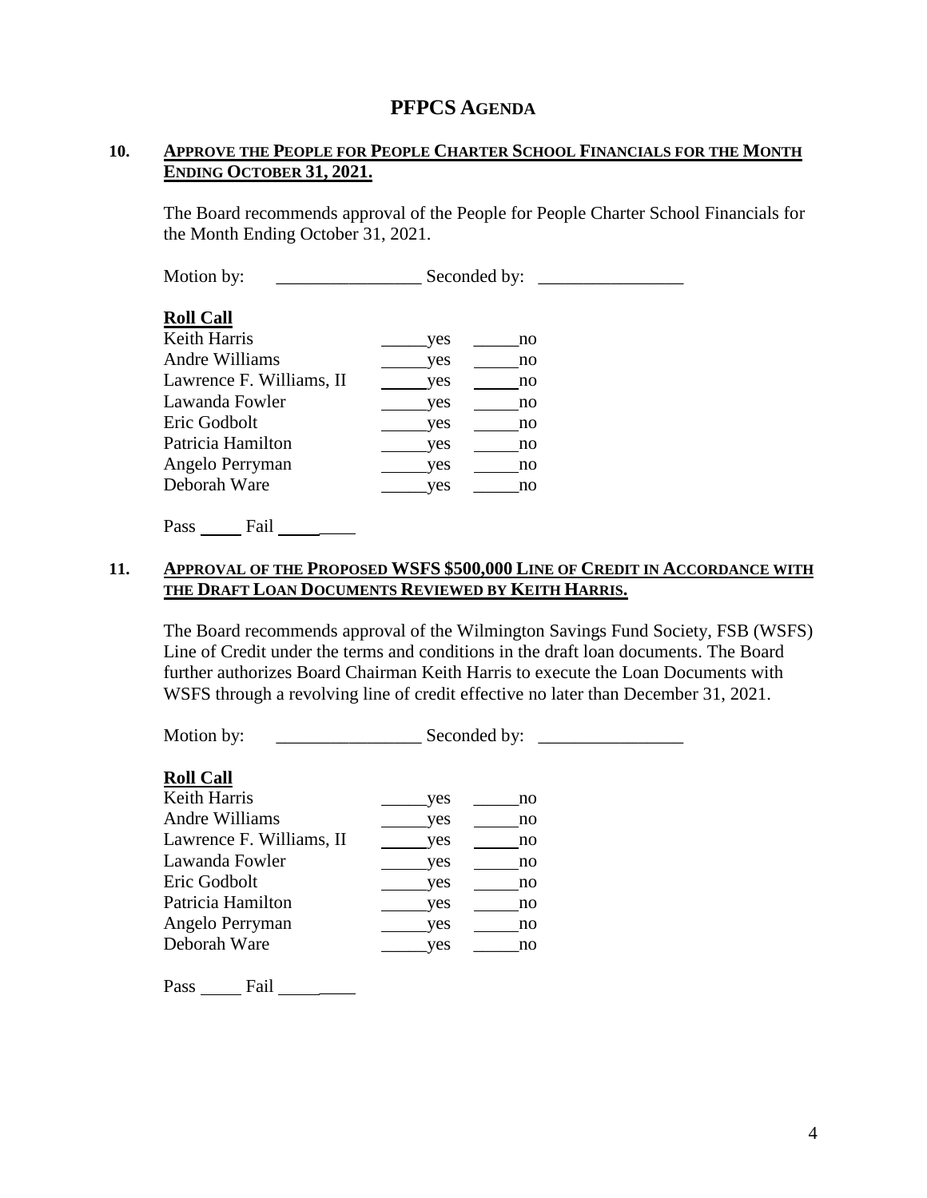# PFPCS AGENDA

## 10. APPROVE THE PEOPLE FOR PEOPLE CHARTER SCHOOL FINANCIALS FOR THE MONTH ENDING OCTOBER 31, 2021.

The Board recommends approval of the People for People Charter School Financials for the Month Ending October 31, 2021.

Motion by: ________________ Seconded by: ________________

**Roll Call**

| | | |
|---|---|---|
| Keith Harris | _____yes | _____no |
| Andre Williams | _____yes | _____no |
| Lawrence F. Williams, II | _____yes | _____no |
| Lawanda Fowler | _____yes | _____no |
| Eric Godbolt | _____yes | _____no |
| Patricia Hamilton | _____yes | _____no |
| Angelo Perryman | _____yes | _____no |
| Deborah Ware | _____yes | _____no |

Pass _____ Fail _________

## 11. APPROVAL OF THE PROPOSED WSFS $500,000 LINE OF CREDIT IN ACCORDANCE WITH THE DRAFT LOAN DOCUMENTS REVIEWED BY KEITH HARRIS.

The Board recommends approval of the Wilmington Savings Fund Society, FSB (WSFS) Line of Credit under the terms and conditions in the draft loan documents. The Board further authorizes Board Chairman Keith Harris to execute the Loan Documents with WSFS through a revolving line of credit effective no later than December 31, 2021.

Motion by: ________________ Seconded by: ________________

**Roll Call**

| | | |
|---|---|---|
| Keith Harris | _____yes | _____no |
| Andre Williams | _____yes | _____no |
| Lawrence F. Williams, II | _____yes | _____no |
| Lawanda Fowler | _____yes | _____no |
| Eric Godbolt | _____yes | _____no |
| Patricia Hamilton | _____yes | _____no |
| Angelo Perryman | _____yes | _____no |
| Deborah Ware | _____yes | _____no |

Pass _____ Fail _________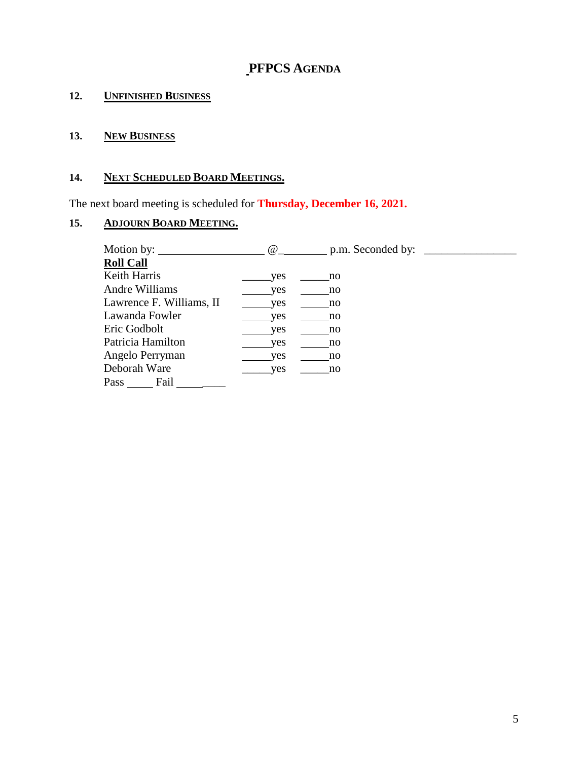# PFPCS AGENDA

## 12. UNFINISHED BUSINESS

## 13. NEW BUSINESS

## 14. NEXT SCHEDULED BOARD MEETINGS.

The next board meeting is scheduled for **Thursday, December 16, 2021.**

## 15. ADJOURN BOARD MEETING.

Motion by: __________________ @________ p.m. Seconded by: ________________

**Roll Call**

| | | |
|---|---|---|
| Keith Harris | _____yes | _____no |
| Andre Williams | _____yes | _____no |
| Lawrence F. Williams, II | _____yes | _____no |
| Lawanda Fowler | _____yes | _____no |
| Eric Godbolt | _____yes | _____no |
| Patricia Hamilton | _____yes | _____no |
| Angelo Perryman | _____yes | _____no |
| Deborah Ware | _____yes | _____no |

Pass _____ Fail _________